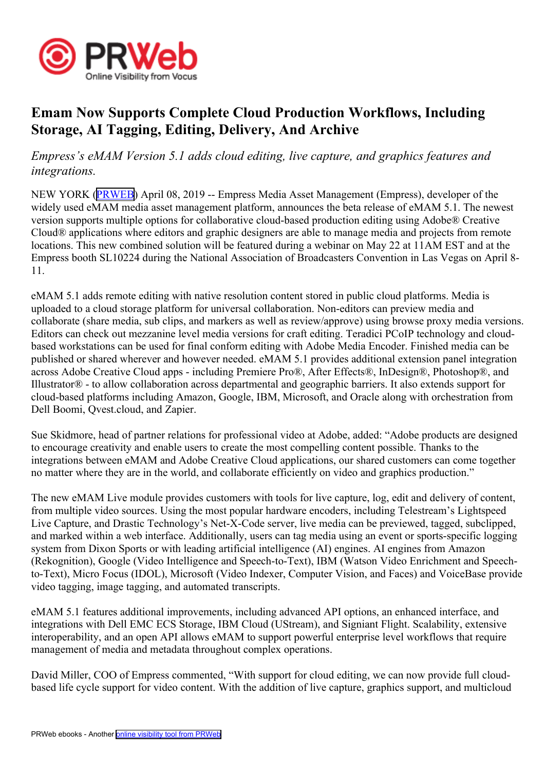# Emam Now Supports Complete Cloud Production Workflows, Including Storage, AI Tagging, Editing, Delivery, And Archive

*Empress's eMAM Version 5.1 adds cloud editing, live capture, and graphics features and integrations.*

NEW YORK (PRWEB) April 08, 2019 -- Empress Media Asset Management (Empress), developer of the widely used eMAM media asset management platform, announces the beta release of eMAM 5.1. The newest version supports multiple options for collaborative cloud-based production editing using Adobe® Creative Cloud® applications where editors and graphic designers are able to manage media and projects from remote locations. This new combined solution will be featured during a webinar on May 22 at 11AM EST and at the Empress booth SL10224 during the National Association of Broadcasters Convention in Las Vegas on April 8-11.

eMAM 5.1 adds remote editing with native resolution content stored in public cloud platforms. Media is uploaded to a cloud storage platform for universal collaboration. Non-editors can preview media and collaborate (share media, sub clips, and markers as well as review/approve) using browse proxy media versions. Editors can check out mezzanine level media versions for craft editing. Teradici PCoIP technology and cloud-based workstations can be used for final conform editing with Adobe Media Encoder. Finished media can be published or shared wherever and however needed. eMAM 5.1 provides additional extension panel integration across Adobe Creative Cloud apps - including Premiere Pro®, After Effects®, InDesign®, Photoshop®, and Illustrator® - to allow collaboration across departmental and geographic barriers. It also extends support for cloud-based platforms including Amazon, Google, IBM, Microsoft, and Oracle along with orchestration from Dell Boomi, Qvest.cloud, and Zapier.

Sue Skidmore, head of partner relations for professional video at Adobe, added: "Adobe products are designed to encourage creativity and enable users to create the most compelling content possible. Thanks to the integrations between eMAM and Adobe Creative Cloud applications, our shared customers can come together no matter where they are in the world, and collaborate efficiently on video and graphics production."

The new eMAM Live module provides customers with tools for live capture, log, edit and delivery of content, from multiple video sources. Using the most popular hardware encoders, including Telestream's Lightspeed Live Capture, and Drastic Technology's Net-X-Code server, live media can be previewed, tagged, subclipped, and marked within a web interface. Additionally, users can tag media using an event or sports-specific logging system from Dixon Sports or with leading artificial intelligence (AI) engines. AI engines from Amazon (Rekognition), Google (Video Intelligence and Speech-to-Text), IBM (Watson Video Enrichment and Speech-to-Text), Micro Focus (IDOL), Microsoft (Video Indexer, Computer Vision, and Faces) and VoiceBase provide video tagging, image tagging, and automated transcripts.

eMAM 5.1 features additional improvements, including advanced API options, an enhanced interface, and integrations with Dell EMC ECS Storage, IBM Cloud (UStream), and Signiant Flight. Scalability, extensive interoperability, and an open API allows eMAM to support powerful enterprise level workflows that require management of media and metadata throughout complex operations.

David Miller, COO of Empress commented, "With support for cloud editing, we can now provide full cloud-based life cycle support for video content. With the addition of live capture, graphics support, and multicloud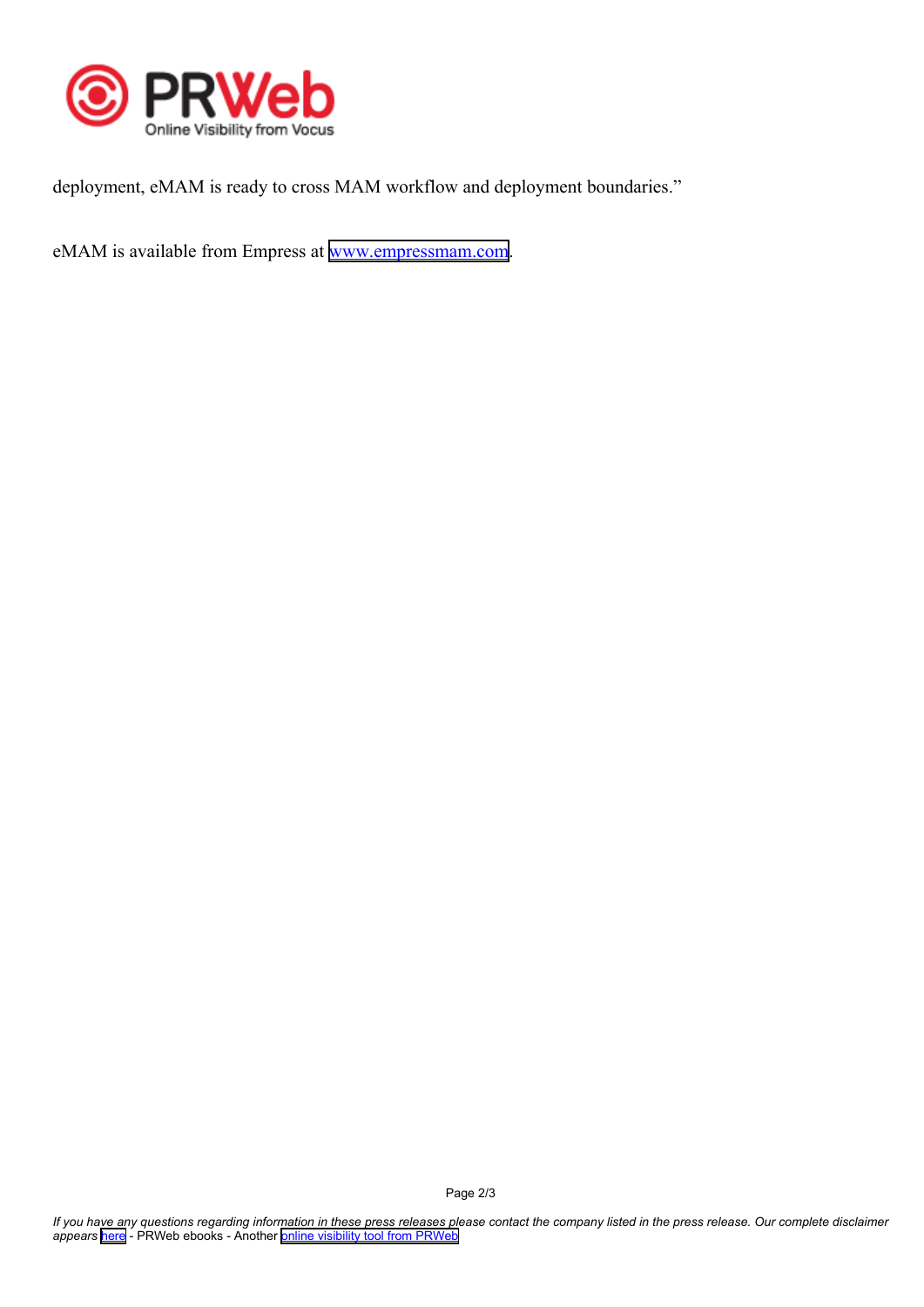deployment, eMAM is ready to cross MAM workflow and deployment boundaries."

eMAM is available from Empress at www.empressmam.com.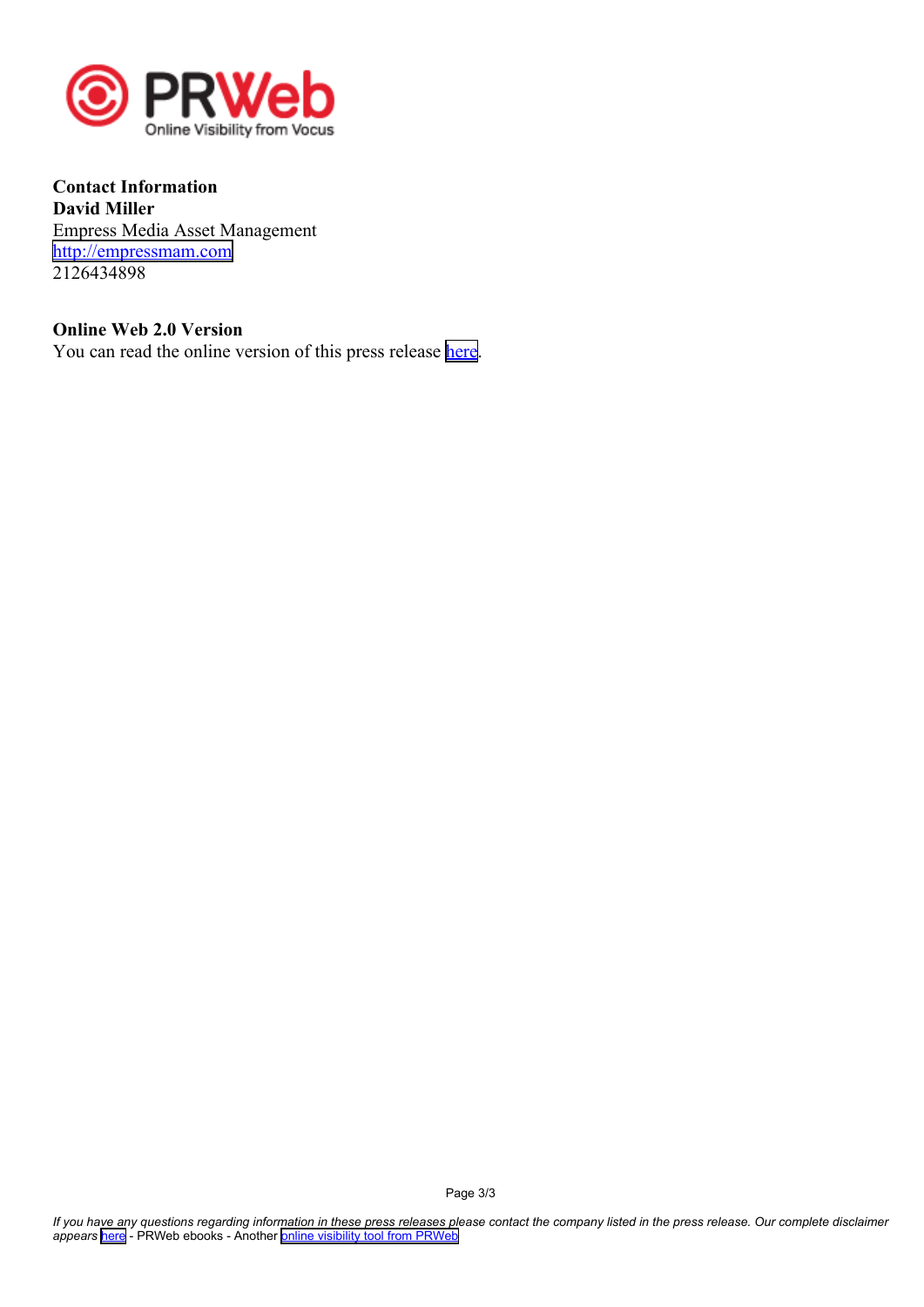**Contact Information**
**David Miller**
Empress Media Asset Management
http://empressmam.com
2126434898

**Online Web 2.0 Version**
You can read the online version of this press release here.

*If you have any questions regarding information in these press releases please contact the company listed in the press release. Our complete disclaimer appears here* - PRWeb ebooks - Another online visibility tool from PRWeb